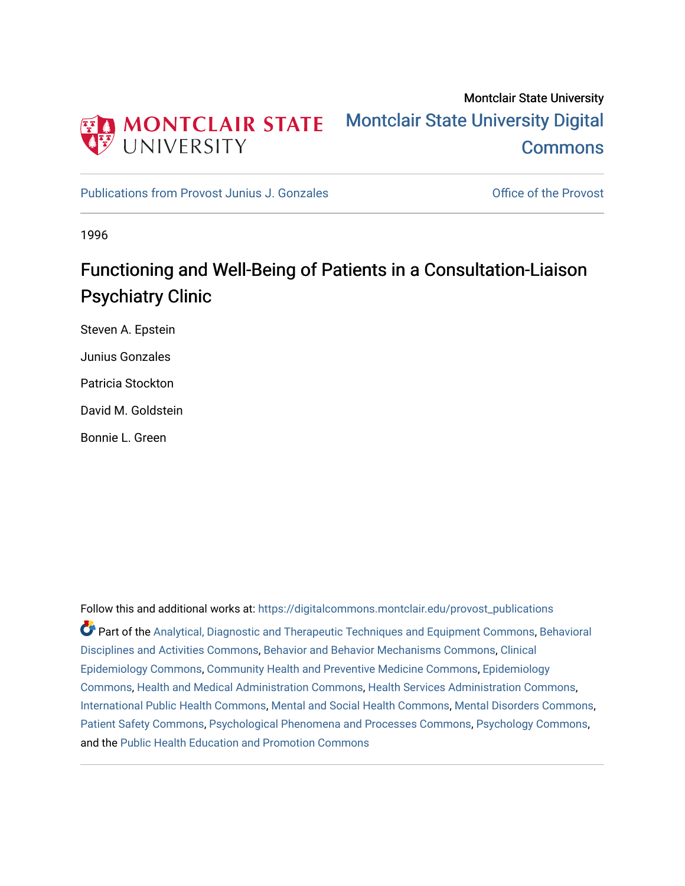Montclair State University

Montclair State University Digital Commons

Publications from Provost Junius J. Gonzales

Office of the Provost

1996

# Functioning and Well-Being of Patients in a Consultation-Liaison Psychiatry Clinic

Steven A. Epstein

Junius Gonzales

Patricia Stockton

David M. Goldstein

Bonnie L. Green

Follow this and additional works at: https://digitalcommons.montclair.edu/provost_publications

Part of the Analytical, Diagnostic and Therapeutic Techniques and Equipment Commons, Behavioral Disciplines and Activities Commons, Behavior and Behavior Mechanisms Commons, Clinical Epidemiology Commons, Community Health and Preventive Medicine Commons, Epidemiology Commons, Health and Medical Administration Commons, Health Services Administration Commons, International Public Health Commons, Mental and Social Health Commons, Mental Disorders Commons, Patient Safety Commons, Psychological Phenomena and Processes Commons, Psychology Commons, and the Public Health Education and Promotion Commons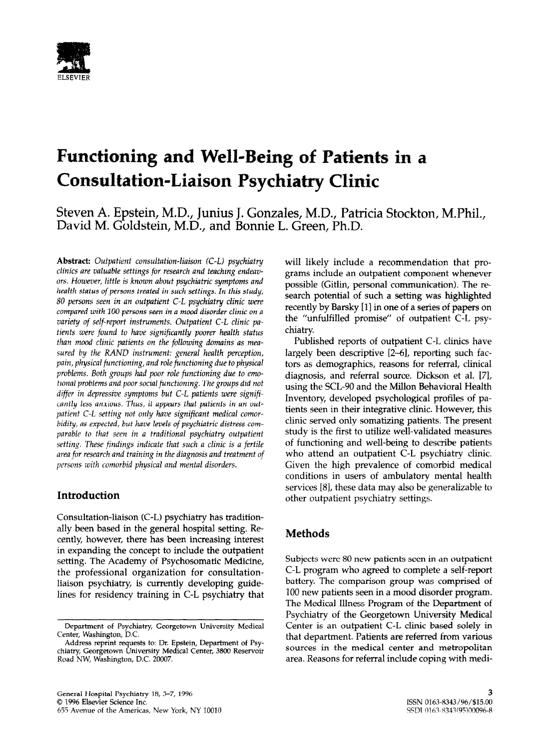# Functioning and Well-Being of Patients in a Consultation-Liaison Psychiatry Clinic

Steven A. Epstein, M.D., Junius J. Gonzales, M.D., Patricia Stockton, M.Phil., David M. Goldstein, M.D., and Bonnie L. Green, Ph.D.

**Abstract:** *Outpatient consultation-liaison (C-L) psychiatry clinics are valuable settings for research and teaching endeavors. However, little is known about psychiatric symptoms and health status of persons treated in such settings. In this study, 80 persons seen in an outpatient C-L psychiatry clinic were compared with 100 persons seen in a mood disorder clinic on a variety of self-report instruments. Outpatient C-L clinic patients were found to have significantly poorer health status than mood clinic patients on the following domains as measured by the RAND instrument: general health perception, pain, physical functioning, and role functioning due to physical problems. Both groups had poor role functioning due to emotional problems and poor social functioning. The groups did not differ in depressive symptoms but C-L patients were significantly less anxious. Thus, it appears that patients in an outpatient C-L setting not only have significant medical comorbidity, as expected, but have levels of psychiatric distress comparable to that seen in a traditional psychiatry outpatient setting. These findings indicate that such a clinic is a fertile area for research and training in the diagnosis and treatment of persons with comorbid physical and mental disorders.*

## Introduction

Consultation-liaison (C-L) psychiatry has traditionally been based in the general hospital setting. Recently, however, there has been increasing interest in expanding the concept to include the outpatient setting. The Academy of Psychosomatic Medicine, the professional organization for consultation-liaison psychiatry, is currently developing guidelines for residency training in C-L psychiatry that will likely include a recommendation that programs include an outpatient component whenever possible (Gitlin, personal communication). The research potential of such a setting was highlighted recently by Barsky [1] in one of a series of papers on the "unfulfilled promise" of outpatient C-L psychiatry.

Published reports of outpatient C-L clinics have largely been descriptive [2–6], reporting such factors as demographics, reasons for referral, clinical diagnosis, and referral source. Dickson et al. [7], using the SCL-90 and the Millon Behavioral Health Inventory, developed psychological profiles of patients seen in their integrative clinic. However, this clinic served only somatizing patients. The present study is the first to utilize well-validated measures of functioning and well-being to describe patients who attend an outpatient C-L psychiatry clinic. Given the high prevalence of comorbid medical conditions in users of ambulatory mental health services [8], these data may also be generalizable to other outpatient psychiatry settings.

## Methods

Subjects were 80 new patients seen in an outpatient C-L program who agreed to complete a self-report battery. The comparison group was comprised of 100 new patients seen in a mood disorder program. The Medical Illness Program of the Department of Psychiatry of the Georgetown University Medical Center is an outpatient C-L clinic based solely in that department. Patients are referred from various sources in the medical center and metropolitan area. Reasons for referral include coping with medi-

Department of Psychiatry, Georgetown University Medical Center, Washington, D.C.

Address reprint requests to: Dr. Epstein, Department of Psychiatry, Georgetown University Medical Center, 3800 Reservoir Road NW, Washington, D.C. 20007.

ISSN 0163-8343/96/$15.00
SSDI 0163-8343(95)00096-8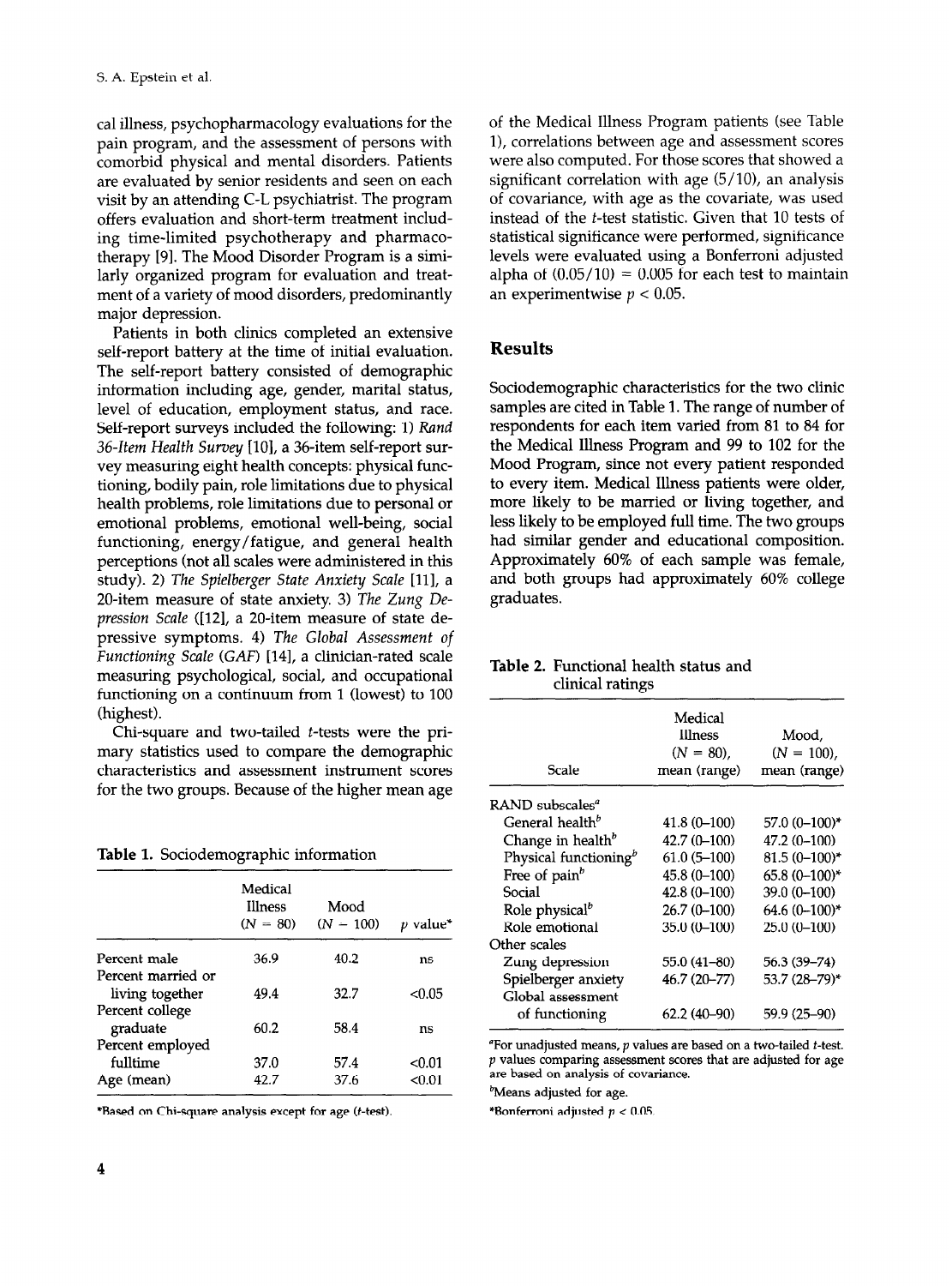cal illness, psychopharmacology evaluations for the pain program, and the assessment of persons with comorbid physical and mental disorders. Patients are evaluated by senior residents and seen on each visit by an attending C-L psychiatrist. The program offers evaluation and short-term treatment including time-limited psychotherapy and pharmacotherapy [9]. The Mood Disorder Program is a similarly organized program for evaluation and treatment of a variety of mood disorders, predominantly major depression.

Patients in both clinics completed an extensive self-report battery at the time of initial evaluation. The self-report battery consisted of demographic information including age, gender, marital status, level of education, employment status, and race. Self-report surveys included the following: 1) *Rand 36-Item Health Survey* [10], a 36-item self-report survey measuring eight health concepts: physical functioning, bodily pain, role limitations due to physical health problems, role limitations due to personal or emotional problems, emotional well-being, social functioning, energy/fatigue, and general health perceptions (not all scales were administered in this study). 2) *The Spielberger State Anxiety Scale* [11], a 20-item measure of state anxiety. 3) *The Zung Depression Scale* ([12], a 20-item measure of state depressive symptoms. 4) *The Global Assessment of Functioning Scale (GAF)* [14], a clinician-rated scale measuring psychological, social, and occupational functioning on a continuum from 1 (lowest) to 100 (highest).

Chi-square and two-tailed *t*-tests were the primary statistics used to compare the demographic characteristics and assessment instrument scores for the two groups. Because of the higher mean age of the Medical Illness Program patients (see Table 1), correlations between age and assessment scores were also computed. For those scores that showed a significant correlation with age (5/10), an analysis of covariance, with age as the covariate, was used instead of the *t*-test statistic. Given that 10 tests of statistical significance were performed, significance levels were evaluated using a Bonferroni adjusted alpha of $(0.05/10) = 0.005$ for each test to maintain an experimentwise $p < 0.05$.

**Table 1.** Sociodemographic information

| | Medical Illness ($N = 80$) | Mood ($N = 100$) | $p$ value* |
|---|---|---|---|
| Percent male | 36.9 | 40.2 | ns |
| Percent married or living together | 49.4 | 32.7 | <0.05 |
| Percent college graduate | 60.2 | 58.4 | ns |
| Percent employed fulltime | 37.0 | 57.4 | <0.01 |
| Age (mean) | 42.7 | 37.6 | <0.01 |

*Based on Chi-square analysis except for age (*t*-test).

## Results

Sociodemographic characteristics for the two clinic samples are cited in Table 1. The range of number of respondents for each item varied from 81 to 84 for the Medical Illness Program and 99 to 102 for the Mood Program, since not every patient responded to every item. Medical Illness patients were older, more likely to be married or living together, and less likely to be employed full time. The two groups had similar gender and educational composition. Approximately 60% of each sample was female, and both groups had approximately 60% college graduates.

**Table 2.** Functional health status and clinical ratings

| Scale | Medical Illness ($N = 80$), mean (range) | Mood, ($N = 100$), mean (range) |
|---|---|---|
| RAND subscales[a] | | |
| General health[b] | 41.8 (0–100) | 57.0 (0–100)* |
| Change in health[b] | 42.7 (0–100) | 47.2 (0–100) |
| Physical functioning[b] | 61.0 (5–100) | 81.5 (0–100)* |
| Free of pain[b] | 45.8 (0–100) | 65.8 (0–100)* |
| Social | 42.8 (0–100) | 39.0 (0–100) |
| Role physical[b] | 26.7 (0–100) | 64.6 (0–100)* |
| Role emotional | 35.0 (0–100) | 25.0 (0–100) |
| Other scales | | |
| Zung depression | 55.0 (41–80) | 56.3 (39–74) |
| Spielberger anxiety | 46.7 (20–77) | 53.7 (28–79)* |
| Global assessment of functioning | 62.2 (40–90) | 59.9 (25–90) |

[a]For unadjusted means, $p$ values are based on a two-tailed *t*-test. $p$ values comparing assessment scores that are adjusted for age are based on analysis of covariance.

[b]Means adjusted for age.

*Bonferroni adjusted $p < 0.05$.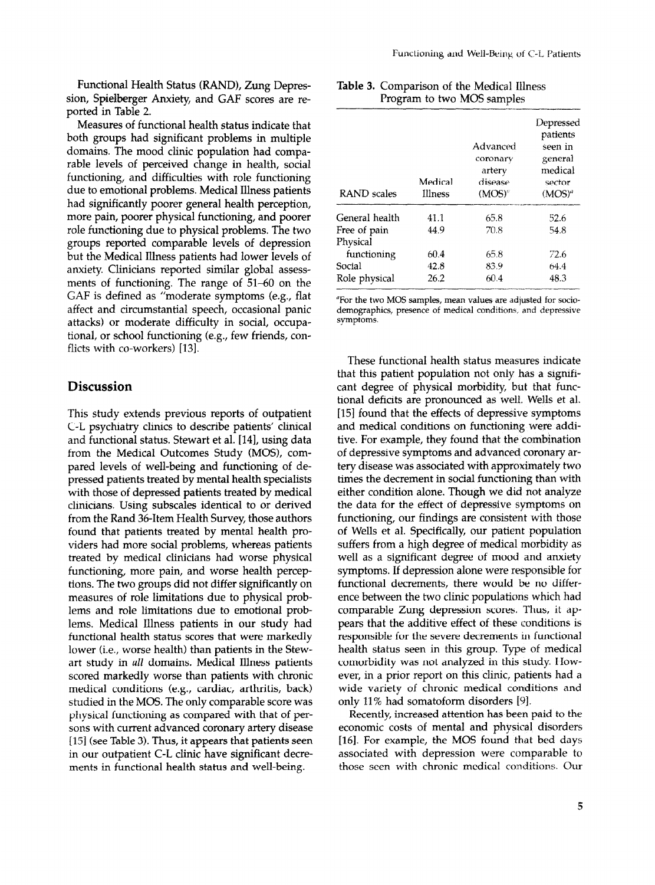Functional Health Status (RAND), Zung Depression, Spielberger Anxiety, and GAF scores are reported in Table 2.

Measures of functional health status indicate that both groups had significant problems in multiple domains. The mood clinic population had comparable levels of perceived change in health, social functioning, and difficulties with role functioning due to emotional problems. Medical Illness patients had significantly poorer general health perception, more pain, poorer physical functioning, and poorer role functioning due to physical problems. The two groups reported comparable levels of depression but the Medical Illness patients had lower levels of anxiety. Clinicians reported similar global assessments of functioning. The range of 51–60 on the GAF is defined as "moderate symptoms (e.g., flat affect and circumstantial speech, occasional panic attacks) or moderate difficulty in social, occupational, or school functioning (e.g., few friends, conflicts with co-workers) [13].

## Discussion

This study extends previous reports of outpatient C-L psychiatry clinics to describe patients' clinical and functional status. Stewart et al. [14], using data from the Medical Outcomes Study (MOS), compared levels of well-being and functioning of depressed patients treated by mental health specialists with those of depressed patients treated by medical clinicians. Using subscales identical to or derived from the Rand 36-Item Health Survey, those authors found that patients treated by mental health providers had more social problems, whereas patients treated by medical clinicians had worse physical functioning, more pain, and worse health perceptions. The two groups did not differ significantly on measures of role limitations due to physical problems and role limitations due to emotional problems. Medical Illness patients in our study had functional health status scores that were markedly lower (i.e., worse health) than patients in the Stewart study in *all* domains. Medical Illness patients scored markedly worse than patients with chronic medical conditions (e.g., cardiac, arthritis, back) studied in the MOS. The only comparable score was physical functioning as compared with that of persons with current advanced coronary artery disease [15] (see Table 3). Thus, it appears that patients seen in our outpatient C-L clinic have significant decrements in functional health status and well-being.

**Table 3.** Comparison of the Medical Illness Program to two MOS samples

| RAND scales | Medical Illness | Advanced coronary artery disease (MOS)[a] | Depressed patients seen in general medical sector (MOS)[a] |
|---|---|---|---|
| General health | 41.1 | 65.8 | 52.6 |
| Free of pain | 44.9 | 70.8 | 54.8 |
| Physical functioning | 60.4 | 65.8 | 72.6 |
| Social | 42.8 | 83.9 | 64.4 |
| Role physical | 26.2 | 60.4 | 48.3 |

[a]For the two MOS samples, mean values are adjusted for sociodemographics, presence of medical conditions, and depressive symptoms.

These functional health status measures indicate that this patient population not only has a significant degree of physical morbidity, but that functional deficits are pronounced as well. Wells et al. [15] found that the effects of depressive symptoms and medical conditions on functioning were additive. For example, they found that the combination of depressive symptoms and advanced coronary artery disease was associated with approximately two times the decrement in social functioning than with either condition alone. Though we did not analyze the data for the effect of depressive symptoms on functioning, our findings are consistent with those of Wells et al. Specifically, our patient population suffers from a high degree of medical morbidity as well as a significant degree of mood and anxiety symptoms. If depression alone were responsible for functional decrements, there would be no difference between the two clinic populations which had comparable Zung depression scores. Thus, it appears that the additive effect of these conditions is responsible for the severe decrements in functional health status seen in this group. Type of medical comorbidity was not analyzed in this study. However, in a prior report on this clinic, patients had a wide variety of chronic medical conditions and only 11% had somatoform disorders [9].

Recently, increased attention has been paid to the economic costs of mental and physical disorders [16]. For example, the MOS found that bed days associated with depression were comparable to those seen with chronic medical conditions. Our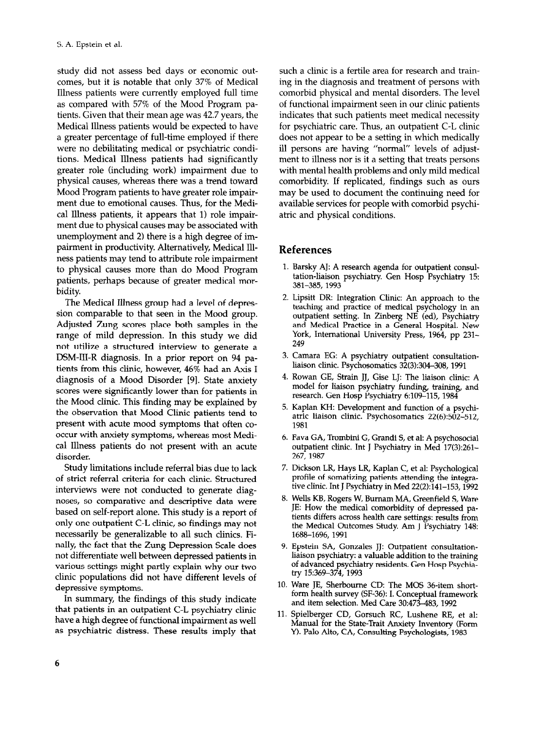study did not assess bed days or economic outcomes, but it is notable that only 37% of Medical Illness patients were currently employed full time as compared with 57% of the Mood Program patients. Given that their mean age was 42.7 years, the Medical Illness patients would be expected to have a greater percentage of full-time employed if there were no debilitating medical or psychiatric conditions. Medical Illness patients had significantly greater role (including work) impairment due to physical causes, whereas there was a trend toward Mood Program patients to have greater role impairment due to emotional causes. Thus, for the Medical Illness patients, it appears that 1) role impairment due to physical causes may be associated with unemployment and 2) there is a high degree of impairment in productivity. Alternatively, Medical Illness patients may tend to attribute role impairment to physical causes more than do Mood Program patients, perhaps because of greater medical morbidity.

The Medical Illness group had a level of depression comparable to that seen in the Mood group. Adjusted Zung scores place both samples in the range of mild depression. In this study we did not utilize a structured interview to generate a DSM-III-R diagnosis. In a prior report on 94 patients from this clinic, however, 46% had an Axis I diagnosis of a Mood Disorder [9]. State anxiety scores were significantly lower than for patients in the Mood clinic. This finding may be explained by the observation that Mood Clinic patients tend to present with acute mood symptoms that often co-occur with anxiety symptoms, whereas most Medical Illness patients do not present with an acute disorder.

Study limitations include referral bias due to lack of strict referral criteria for each clinic. Structured interviews were not conducted to generate diagnoses, so comparative and descriptive data were based on self-report alone. This study is a report of only one outpatient C-L clinic, so findings may not necessarily be generalizable to all such clinics. Finally, the fact that the Zung Depression Scale does not differentiate well between depressed patients in various settings might partly explain why our two clinic populations did not have different levels of depressive symptoms.

In summary, the findings of this study indicate that patients in an outpatient C-L psychiatry clinic have a high degree of functional impairment as well as psychiatric distress. These results imply that such a clinic is a fertile area for research and training in the diagnosis and treatment of persons with comorbid physical and mental disorders. The level of functional impairment seen in our clinic patients indicates that such patients meet medical necessity for psychiatric care. Thus, an outpatient C-L clinic does not appear to be a setting in which medically ill persons are having "normal" levels of adjustment to illness nor is it a setting that treats persons with mental health problems and only mild medical comorbidity. If replicated, findings such as ours may be used to document the continuing need for available services for people with comorbid psychiatric and physical conditions.

## References

1. Barsky AJ: A research agenda for outpatient consultation-liaison psychiatry. Gen Hosp Psychiatry 15: 381–385, 1993
2. Lipsitt DR: Integration Clinic: An approach to the teaching and practice of medical psychology in an outpatient setting. In Zinberg NE (ed), Psychiatry and Medical Practice in a General Hospital. New York, International University Press, 1964, pp 231–249
3. Camara EG: A psychiatry outpatient consultation-liaison clinic. Psychosomatics 32(3):304–308, 1991
4. Rowan GE, Strain JJ, Gise LJ: The liaison clinic: A model for liaison psychiatry funding, training, and research. Gen Hosp Psychiatry 6:109–115, 1984
5. Kaplan KH: Development and function of a psychiatric liaison clinic. Psychosomatics 22(6):502–512, 1981
6. Fava GA, Trombini G, Grandi S, et al: A psychosocial outpatient clinic. Int J Psychiatry in Med 17(3):261–267, 1987
7. Dickson LR, Hays LR, Kaplan C, et al: Psychological profile of somatizing patients attending the integrative clinic. Int J Psychiatry in Med 22(2):141–153, 1992
8. Wells KB, Rogers W, Burnam MA, Greenfield S, Ware JE: How the medical comorbidity of depressed patients differs across health care settings: results from the Medical Outcomes Study. Am J Psychiatry 148: 1688–1696, 1991
9. Epstein SA, Gonzales JJ: Outpatient consultation-liaison psychiatry: a valuable addition to the training of advanced psychiatry residents. Gen Hosp Psychiatry 15:369–374, 1993
10. Ware JE, Sherbourne CD: The MOS 36-item short-form health survey (SF-36): I. Conceptual framework and item selection. Med Care 30:473–483, 1992
11. Spielberger CD, Gorsuch RC, Lushene RE, et al: Manual for the State-Trait Anxiety Inventory (Form Y). Palo Alto, CA, Consulting Psychologists, 1983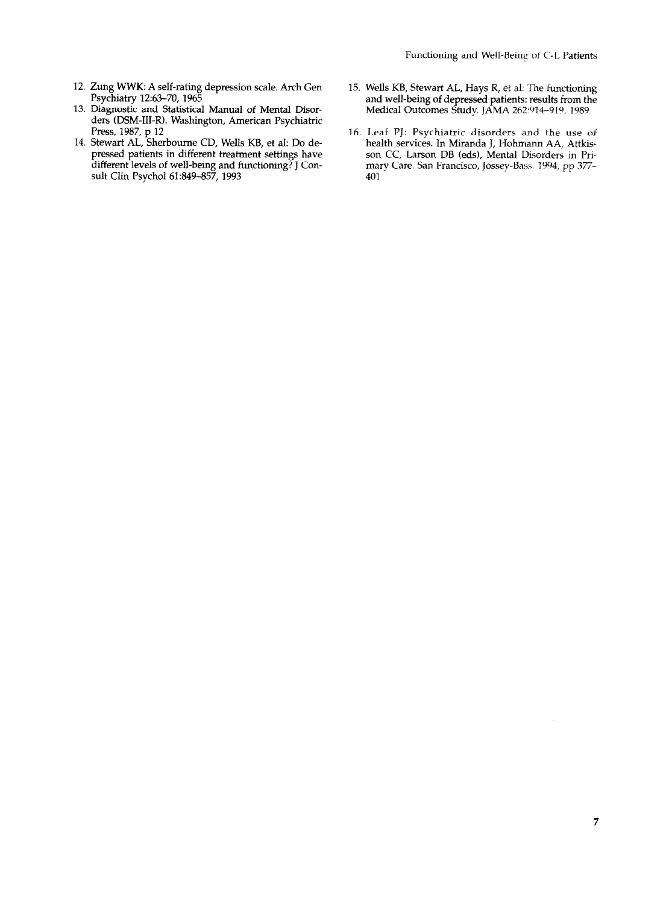12. Zung WWK: A self-rating depression scale. Arch Gen Psychiatry 12:63–70, 1965
13. Diagnostic and Statistical Manual of Mental Disorders (DSM-III-R). Washington, American Psychiatric Press, 1987, p 12
14. Stewart AL, Sherbourne CD, Wells KB, et al: Do depressed patients in different treatment settings have different levels of well-being and functioning? J Consult Clin Psychol 61:849–857, 1993
15. Wells KB, Stewart AL, Hays R, et al: The functioning and well-being of depressed patients: results from the Medical Outcomes Study. JAMA 262:914–919, 1989
16. Leaf PJ: Psychiatric disorders and the use of health services. In Miranda J, Hohmann AA, Attkisson CC, Larson DB (eds), Mental Disorders in Primary Care. San Francisco, Jossey-Bass, 1994, pp 377–401